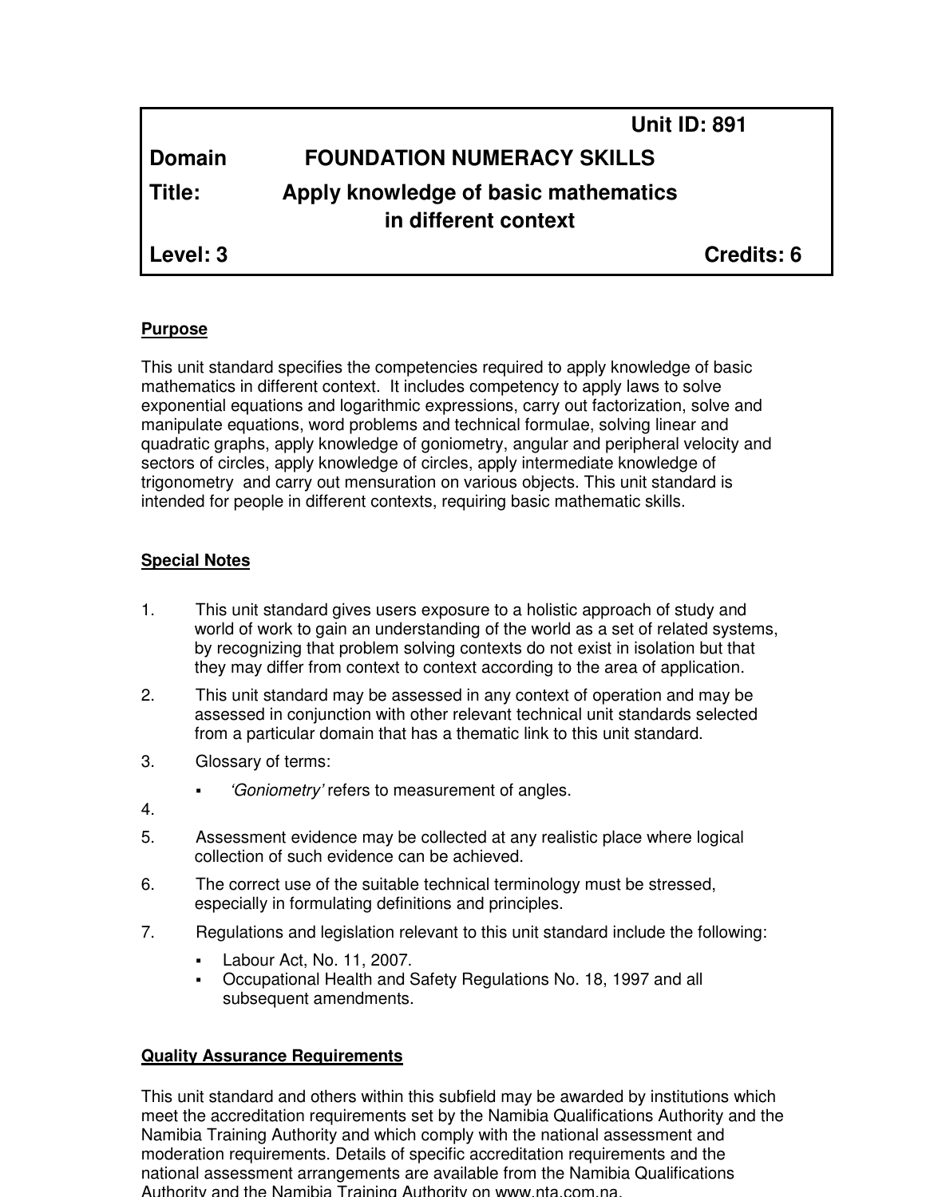| | |
|---|---|
| | **Unit ID: 891** |
| **Domain** | **FOUNDATION NUMERACY SKILLS** |
| **Title:** | **Apply knowledge of basic mathematics in different context** |
| **Level: 3** | **Credits: 6** |

## Purpose

This unit standard specifies the competencies required to apply knowledge of basic mathematics in different context. It includes competency to apply laws to solve exponential equations and logarithmic expressions, carry out factorization, solve and manipulate equations, word problems and technical formulae, solving linear and quadratic graphs, apply knowledge of goniometry, angular and peripheral velocity and sectors of circles, apply knowledge of circles, apply intermediate knowledge of trigonometry and carry out mensuration on various objects. This unit standard is intended for people in different contexts, requiring basic mathematic skills.

## Special Notes

1. This unit standard gives users exposure to a holistic approach of study and world of work to gain an understanding of the world as a set of related systems, by recognizing that problem solving contexts do not exist in isolation but that they may differ from context to context according to the area of application.
2. This unit standard may be assessed in any context of operation and may be assessed in conjunction with other relevant technical unit standards selected from a particular domain that has a thematic link to this unit standard.
3. Glossary of terms:
   - *'Goniometry'* refers to measurement of angles.
4.
5. Assessment evidence may be collected at any realistic place where logical collection of such evidence can be achieved.
6. The correct use of the suitable technical terminology must be stressed, especially in formulating definitions and principles.
7. Regulations and legislation relevant to this unit standard include the following:
   - Labour Act, No. 11, 2007.
   - Occupational Health and Safety Regulations No. 18, 1997 and all subsequent amendments.

## Quality Assurance Requirements

This unit standard and others within this subfield may be awarded by institutions which meet the accreditation requirements set by the Namibia Qualifications Authority and the Namibia Training Authority and which comply with the national assessment and moderation requirements. Details of specific accreditation requirements and the national assessment arrangements are available from the Namibia Qualifications Authority and the Namibia Training Authority on www.nta.com.na.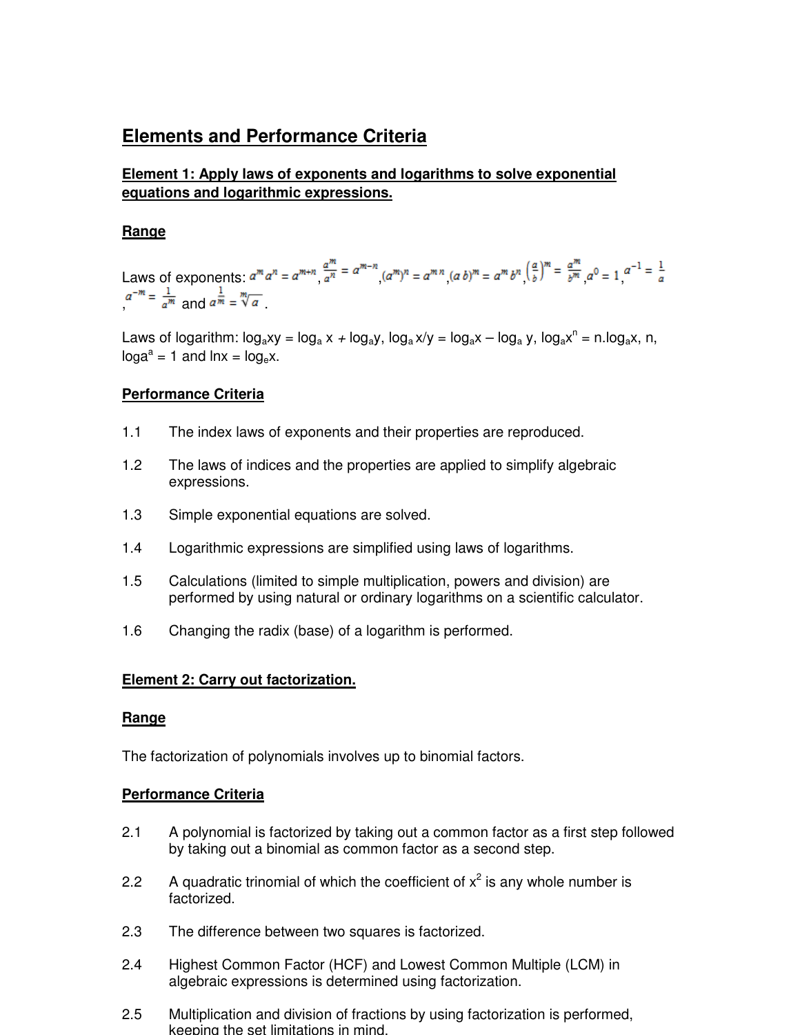## Elements and Performance Criteria

### Element 1: Apply laws of exponents and logarithms to solve exponential equations and logarithmic expressions.

**Range**

Laws of exponents: $a^m a^n = a^{m+n}$, $\frac{a^m}{a^n} = a^{m-n}$, $(a^m)^n = a^{mn}$, $(ab)^m = a^m b^n$, $\left(\frac{a}{b}\right)^m = \frac{a^m}{b^m}$, $a^0 = 1$, $a^{-1} = \frac{1}{a}$, $a^{-m} = \frac{1}{a^m}$ and $a^{\frac{1}{m}} = \sqrt[m]{a}$ .

Laws of logarithm: $\log_a xy = \log_a x + \log_a y$, $\log_a x/y = \log_a x - \log_a y$, $\log_a x^n = n.\log_a x$, n, $\log a^a = 1$ and $\ln x = \log_e x$.

**Performance Criteria**

1.1 The index laws of exponents and their properties are reproduced.

1.2 The laws of indices and the properties are applied to simplify algebraic expressions.

1.3 Simple exponential equations are solved.

1.4 Logarithmic expressions are simplified using laws of logarithms.

1.5 Calculations (limited to simple multiplication, powers and division) are performed by using natural or ordinary logarithms on a scientific calculator.

1.6 Changing the radix (base) of a logarithm is performed.

### Element 2: Carry out factorization.

**Range**

The factorization of polynomials involves up to binomial factors.

**Performance Criteria**

2.1 A polynomial is factorized by taking out a common factor as a first step followed by taking out a binomial as common factor as a second step.

2.2 A quadratic trinomial of which the coefficient of $x^2$ is any whole number is factorized.

2.3 The difference between two squares is factorized.

2.4 Highest Common Factor (HCF) and Lowest Common Multiple (LCM) in algebraic expressions is determined using factorization.

2.5 Multiplication and division of fractions by using factorization is performed, keeping the set limitations in mind.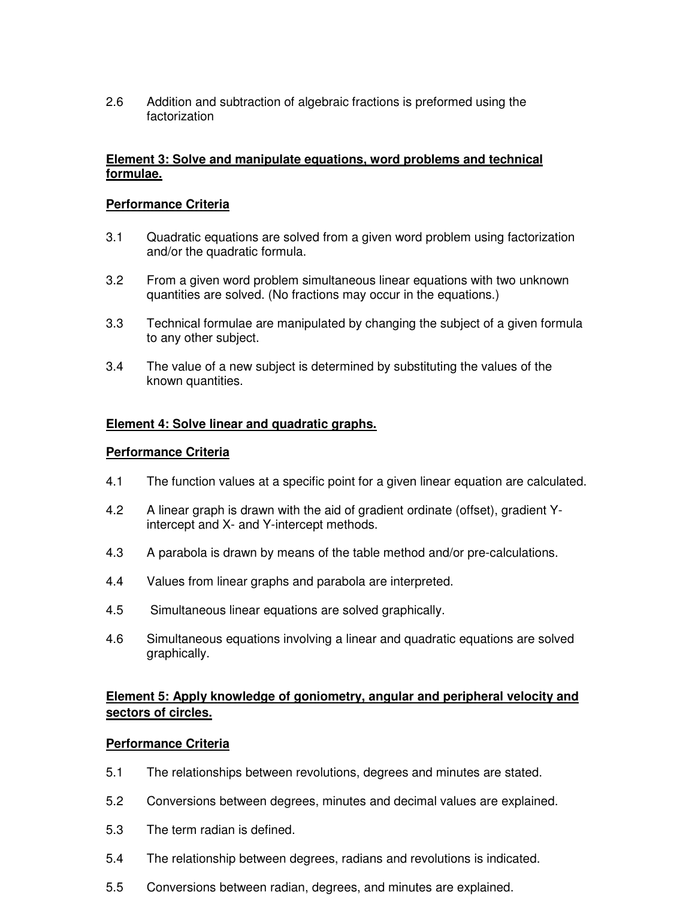2.6 Addition and subtraction of algebraic fractions is preformed using the factorization

**Element 3: Solve and manipulate equations, word problems and technical formulae.**

**Performance Criteria**

3.1 Quadratic equations are solved from a given word problem using factorization and/or the quadratic formula.

3.2 From a given word problem simultaneous linear equations with two unknown quantities are solved. (No fractions may occur in the equations.)

3.3 Technical formulae are manipulated by changing the subject of a given formula to any other subject.

3.4 The value of a new subject is determined by substituting the values of the known quantities.

**Element 4: Solve linear and quadratic graphs.**

**Performance Criteria**

4.1 The function values at a specific point for a given linear equation are calculated.

4.2 A linear graph is drawn with the aid of gradient ordinate (offset), gradient Y-intercept and X- and Y-intercept methods.

4.3 A parabola is drawn by means of the table method and/or pre-calculations.

4.4 Values from linear graphs and parabola are interpreted.

4.5 Simultaneous linear equations are solved graphically.

4.6 Simultaneous equations involving a linear and quadratic equations are solved graphically.

**Element 5: Apply knowledge of goniometry, angular and peripheral velocity and sectors of circles.**

**Performance Criteria**

5.1 The relationships between revolutions, degrees and minutes are stated.

5.2 Conversions between degrees, minutes and decimal values are explained.

5.3 The term radian is defined.

5.4 The relationship between degrees, radians and revolutions is indicated.

5.5 Conversions between radian, degrees, and minutes are explained.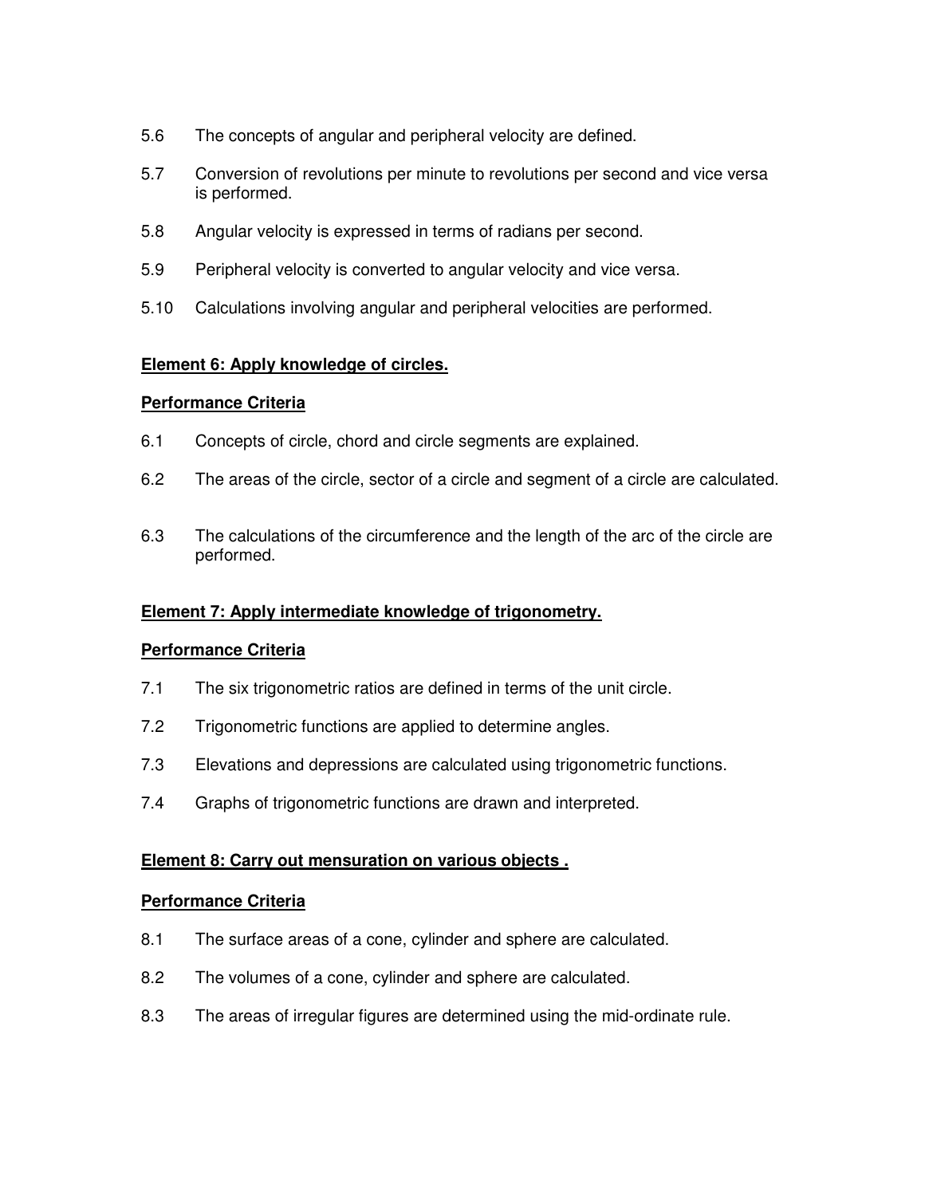5.6 The concepts of angular and peripheral velocity are defined.

5.7 Conversion of revolutions per minute to revolutions per second and vice versa is performed.

5.8 Angular velocity is expressed in terms of radians per second.

5.9 Peripheral velocity is converted to angular velocity and vice versa.

5.10 Calculations involving angular and peripheral velocities are performed.

**Element 6: Apply knowledge of circles.**

**Performance Criteria**

6.1 Concepts of circle, chord and circle segments are explained.

6.2 The areas of the circle, sector of a circle and segment of a circle are calculated.

6.3 The calculations of the circumference and the length of the arc of the circle are performed.

**Element 7: Apply intermediate knowledge of trigonometry.**

**Performance Criteria**

7.1 The six trigonometric ratios are defined in terms of the unit circle.

7.2 Trigonometric functions are applied to determine angles.

7.3 Elevations and depressions are calculated using trigonometric functions.

7.4 Graphs of trigonometric functions are drawn and interpreted.

**Element 8: Carry out mensuration on various objects .**

**Performance Criteria**

8.1 The surface areas of a cone, cylinder and sphere are calculated.

8.2 The volumes of a cone, cylinder and sphere are calculated.

8.3 The areas of irregular figures are determined using the mid-ordinate rule.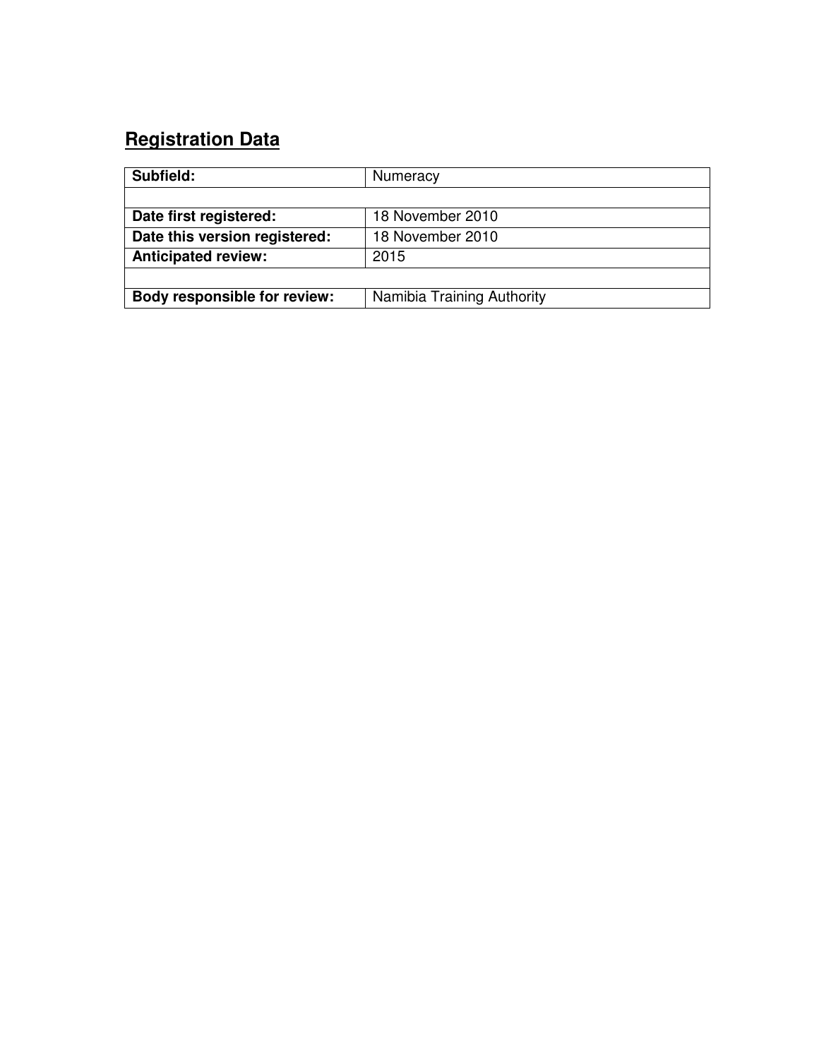## Registration Data

| | |
|---|---|
| **Subfield:** | Numeracy |
| | |
| **Date first registered:** | 18 November 2010 |
| **Date this version registered:** | 18 November 2010 |
| **Anticipated review:** | 2015 |
| | |
| **Body responsible for review:** | Namibia Training Authority |